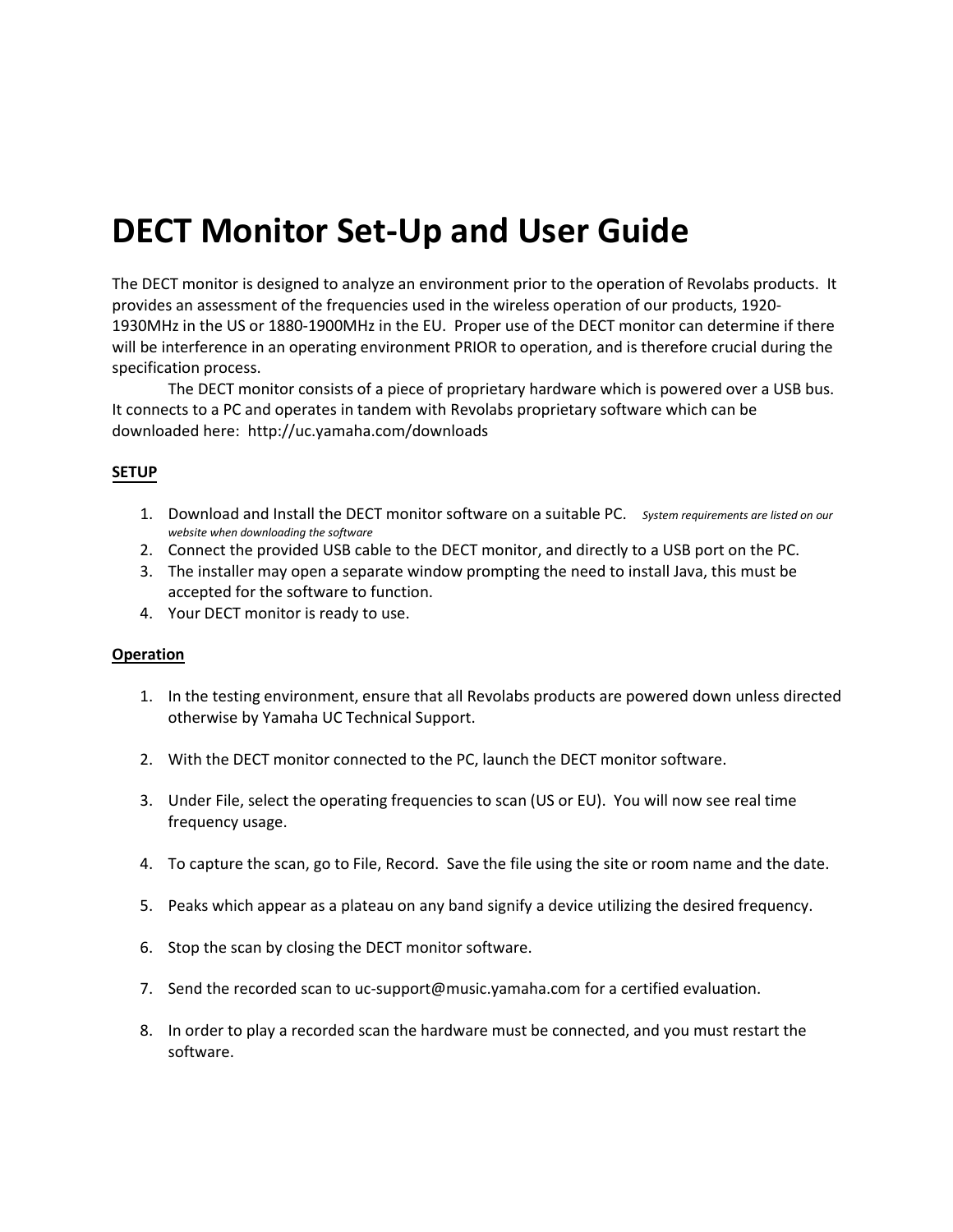# DECT Monitor Set-Up and User Guide

The DECT monitor is designed to analyze an environment prior to the operation of Revolabs products. It provides an assessment of the frequencies used in the wireless operation of our products, 1920-1930MHz in the US or 1880-1900MHz in the EU. Proper use of the DECT monitor can determine if there will be interference in an operating environment PRIOR to operation, and is therefore crucial during the specification process.

The DECT monitor consists of a piece of proprietary hardware which is powered over a USB bus. It connects to a PC and operates in tandem with Revolabs proprietary software which can be downloaded here: http://uc.yamaha.com/downloads

**SETUP**

1. Download and Install the DECT monitor software on a suitable PC. *System requirements are listed on our website when downloading the software*
2. Connect the provided USB cable to the DECT monitor, and directly to a USB port on the PC.
3. The installer may open a separate window prompting the need to install Java, this must be accepted for the software to function.
4. Your DECT monitor is ready to use.

**Operation**

1. In the testing environment, ensure that all Revolabs products are powered down unless directed otherwise by Yamaha UC Technical Support.

2. With the DECT monitor connected to the PC, launch the DECT monitor software.

3. Under File, select the operating frequencies to scan (US or EU). You will now see real time frequency usage.

4. To capture the scan, go to File, Record. Save the file using the site or room name and the date.

5. Peaks which appear as a plateau on any band signify a device utilizing the desired frequency.

6. Stop the scan by closing the DECT monitor software.

7. Send the recorded scan to uc-support@music.yamaha.com for a certified evaluation.

8. In order to play a recorded scan the hardware must be connected, and you must restart the software.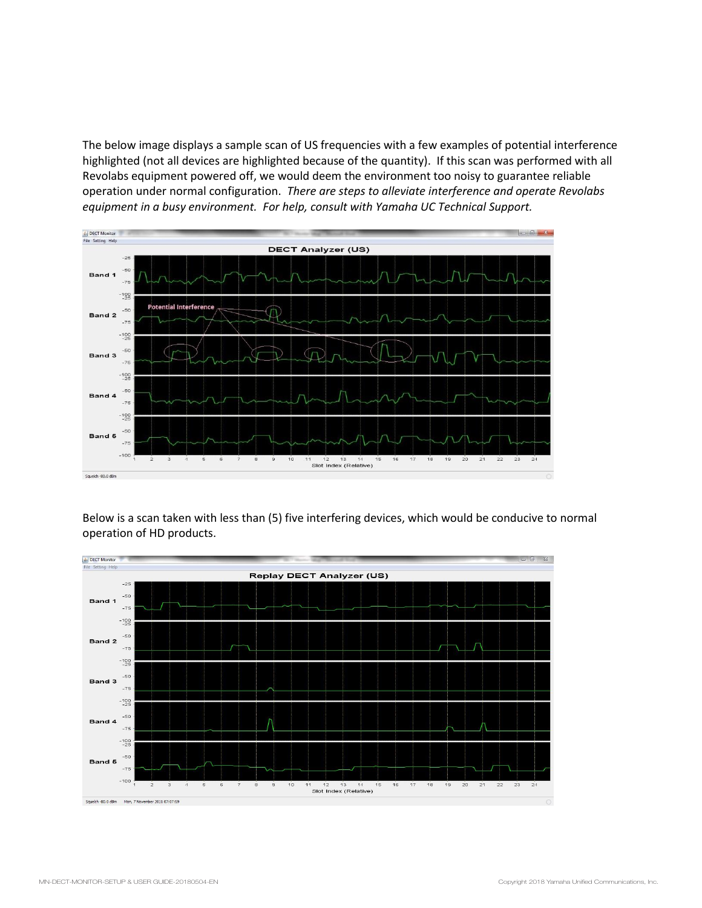The below image displays a sample scan of US frequencies with a few examples of potential interference highlighted (not all devices are highlighted because of the quantity). If this scan was performed with all Revolabs equipment powered off, we would deem the environment too noisy to guarantee reliable operation under normal configuration. *There are steps to alleviate interference and operate Revolabs equipment in a busy environment. For help, consult with Yamaha UC Technical Support.*

DECT Monitor

File Setting Help

DECT Analyzer (US)

Band 1

Band 2

Band 3

Band 4

Band 5

Potential Interference

-25
-50
-75
-100

1 2 3 4 5 6 7 8 9 10 11 12 13 14 15 16 17 18 19 20 21 22 23 24

Slot Index (Relative)

Squelch -80.0 dBm

Below is a scan taken with less than (5) five interfering devices, which would be conducive to normal operation of HD products.

DECT Monitor

File Setting Help

Replay DECT Analyzer (US)

Band 1

Band 2

Band 3

Band 4

Band 5

-25
-50
-75
-100

1 2 3 4 5 6 7 8 9 10 11 12 13 14 15 16 17 18 19 20 21 22 23 24

Slot Index (Relative)

Squelch -80.0 dBm Mon, 7 November 2011 07:07:59